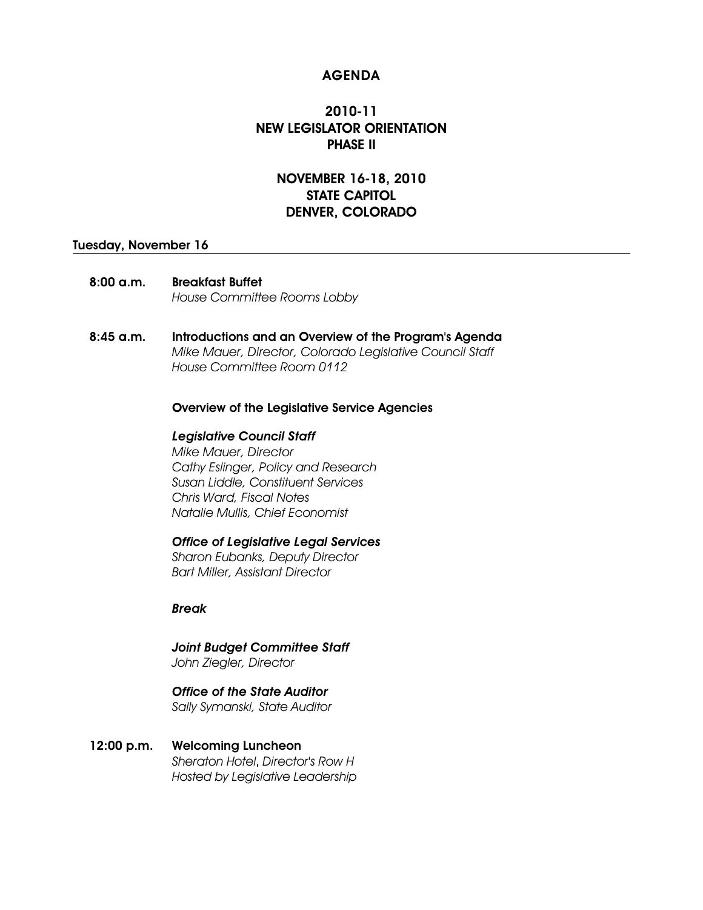# AGENDA

## 2010-11
## NEW LEGISLATOR ORIENTATION
## PHASE II

## NOVEMBER 16-18, 2010
## STATE CAPITOL
## DENVER, COLORADO

### Tuesday, November 16

**8:00 a.m.** **Breakfast Buffet**
*House Committee Rooms Lobby*

**8:45 a.m.** **Introductions and an Overview of the Program's Agenda**
*Mike Mauer, Director, Colorado Legislative Council Staff*
*House Committee Room 0112*

**Overview of the Legislative Service Agencies**

***Legislative Council Staff***
*Mike Mauer, Director*
*Cathy Eslinger, Policy and Research*
*Susan Liddle, Constituent Services*
*Chris Ward, Fiscal Notes*
*Natalie Mullis, Chief Economist*

***Office of Legislative Legal Services***
*Sharon Eubanks, Deputy Director*
*Bart Miller, Assistant Director*

***Break***

***Joint Budget Committee Staff***
*John Ziegler, Director*

***Office of the State Auditor***
*Sally Symanski, State Auditor*

**12:00 p.m.** **Welcoming Luncheon**
*Sheraton Hotel, Director's Row H*
*Hosted by Legislative Leadership*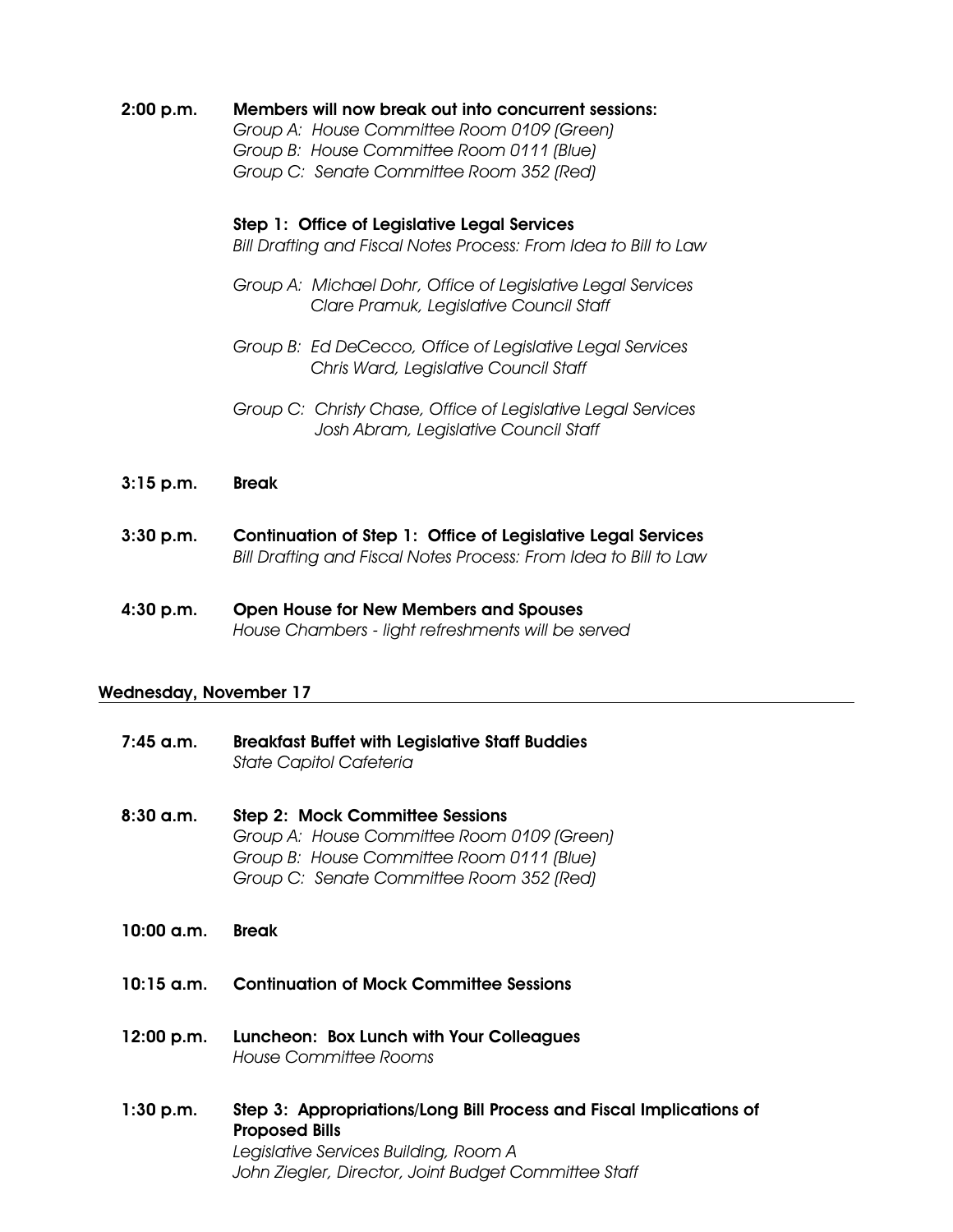**2:00 p.m.** **Members will now break out into concurrent sessions:**
*Group A: House Committee Room 0109 (Green)*
*Group B: House Committee Room 0111 (Blue)*
*Group C: Senate Committee Room 352 (Red)*

**Step 1: Office of Legislative Legal Services**
*Bill Drafting and Fiscal Notes Process: From Idea to Bill to Law*

*Group A: Michael Dohr, Office of Legislative Legal Services*
*Clare Pramuk, Legislative Council Staff*

*Group B: Ed DeCecco, Office of Legislative Legal Services*
*Chris Ward, Legislative Council Staff*

*Group C: Christy Chase, Office of Legislative Legal Services*
*Josh Abram, Legislative Council Staff*

**3:15 p.m.** **Break**

**3:30 p.m.** **Continuation of Step 1: Office of Legislative Legal Services**
*Bill Drafting and Fiscal Notes Process: From Idea to Bill to Law*

**4:30 p.m.** **Open House for New Members and Spouses**
*House Chambers - light refreshments will be served*

## Wednesday, November 17

**7:45 a.m.** **Breakfast Buffet with Legislative Staff Buddies**
*State Capitol Cafeteria*

**8:30 a.m.** **Step 2: Mock Committee Sessions**
*Group A: House Committee Room 0109 (Green)*
*Group B: House Committee Room 0111 (Blue)*
*Group C: Senate Committee Room 352 (Red)*

**10:00 a.m.** **Break**

**10:15 a.m.** **Continuation of Mock Committee Sessions**

**12:00 p.m.** **Luncheon: Box Lunch with Your Colleagues**
*House Committee Rooms*

**1:30 p.m.** **Step 3: Appropriations/Long Bill Process and Fiscal Implications of Proposed Bills**
*Legislative Services Building, Room A*
*John Ziegler, Director, Joint Budget Committee Staff*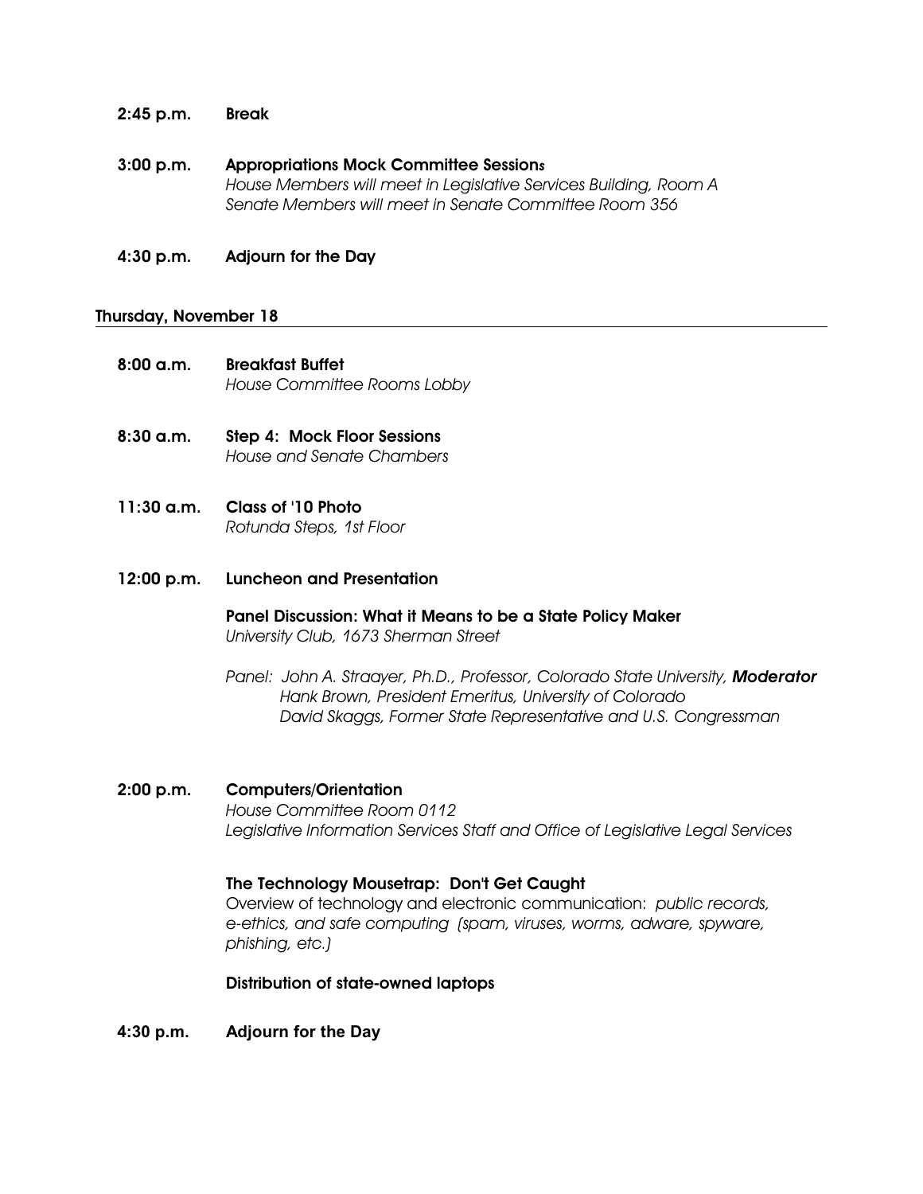**2:45 p.m.** **Break**

**3:00 p.m.** **Appropriations Mock Committee Sessions**
*House Members will meet in Legislative Services Building, Room A*
*Senate Members will meet in Senate Committee Room 356*

**4:30 p.m.** **Adjourn for the Day**

## Thursday, November 18

**8:00 a.m.** **Breakfast Buffet**
*House Committee Rooms Lobby*

**8:30 a.m.** **Step 4: Mock Floor Sessions**
*House and Senate Chambers*

**11:30 a.m.** **Class of '10 Photo**
*Rotunda Steps, 1st Floor*

**12:00 p.m.** **Luncheon and Presentation**

**Panel Discussion: What it Means to be a State Policy Maker**
*University Club, 1673 Sherman Street*

*Panel: John A. Straayer, Ph.D., Professor, Colorado State University,* ***Moderator***
*Hank Brown, President Emeritus, University of Colorado*
*David Skaggs, Former State Representative and U.S. Congressman*

**2:00 p.m.** **Computers/Orientation**
*House Committee Room 0112*
*Legislative Information Services Staff and Office of Legislative Legal Services*

**The Technology Mousetrap: Don't Get Caught**
Overview of technology and electronic communication: *public records, e-ethics, and safe computing (spam, viruses, worms, adware, spyware, phishing, etc.)*

**Distribution of state-owned laptops**

**4:30 p.m.** **Adjourn for the Day**